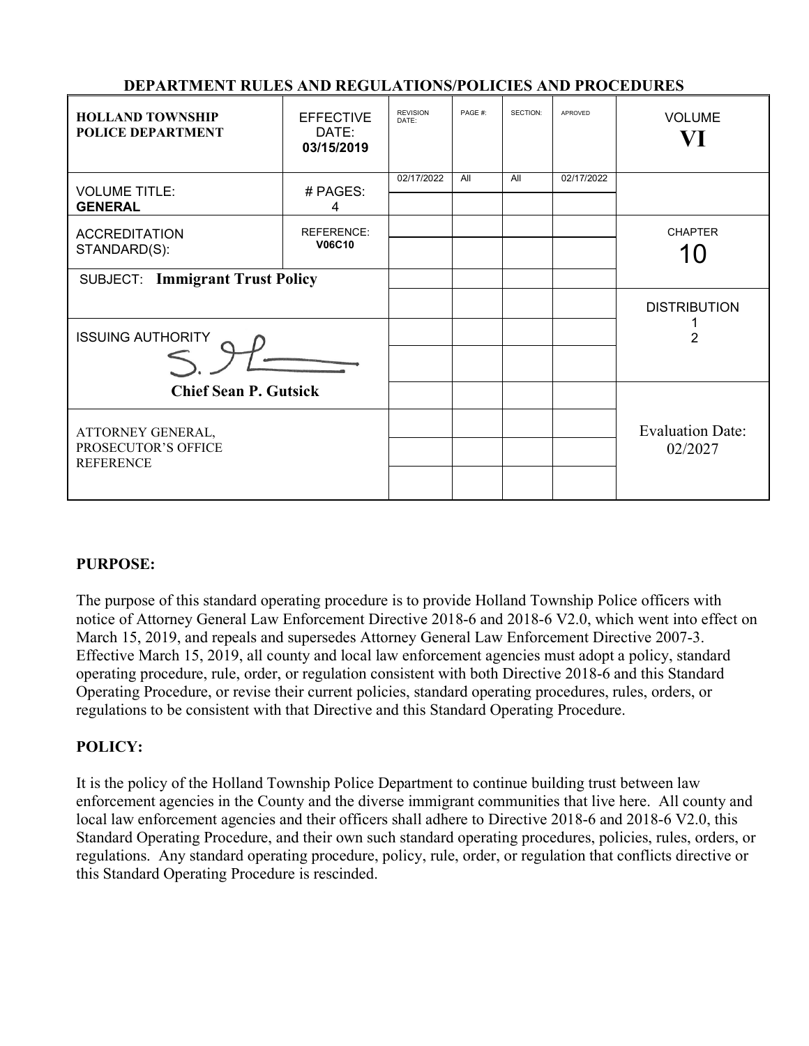**DEPARTMENT RULES AND REGULATIONS/POLICIES AND PROCEDURES**

| **HOLLAND TOWNSHIP POLICE DEPARTMENT** | EFFECTIVE DATE: **03/15/2019** | REVISION DATE: | PAGE #: | SECTION: | APROVED | VOLUME **VI** |
|---|---|---|---|---|---|---|
| VOLUME TITLE: **GENERAL** | # PAGES: 4 | 02/17/2022 | All | All | 02/17/2022 | |
| ACCREDITATION STANDARD(S): | REFERENCE: **V06C10** | | | | | CHAPTER 10 |
| SUBJECT: **Immigrant Trust Policy** | | | | | | |
| | | | | | | DISTRIBUTION 1 2 |
| ISSUING AUTHORITY **Chief Sean P. Gutsick** | | | | | | |
| ATTORNEY GENERAL, PROSECUTOR'S OFFICE REFERENCE | | | | | | Evaluation Date: 02/2027 |

## PURPOSE:

The purpose of this standard operating procedure is to provide Holland Township Police officers with notice of Attorney General Law Enforcement Directive 2018-6 and 2018-6 V2.0, which went into effect on March 15, 2019, and repeals and supersedes Attorney General Law Enforcement Directive 2007-3. Effective March 15, 2019, all county and local law enforcement agencies must adopt a policy, standard operating procedure, rule, order, or regulation consistent with both Directive 2018-6 and this Standard Operating Procedure, or revise their current policies, standard operating procedures, rules, orders, or regulations to be consistent with that Directive and this Standard Operating Procedure.

## POLICY:

It is the policy of the Holland Township Police Department to continue building trust between law enforcement agencies in the County and the diverse immigrant communities that live here. All county and local law enforcement agencies and their officers shall adhere to Directive 2018-6 and 2018-6 V2.0, this Standard Operating Procedure, and their own such standard operating procedures, policies, rules, orders, or regulations. Any standard operating procedure, policy, rule, order, or regulation that conflicts directive or this Standard Operating Procedure is rescinded.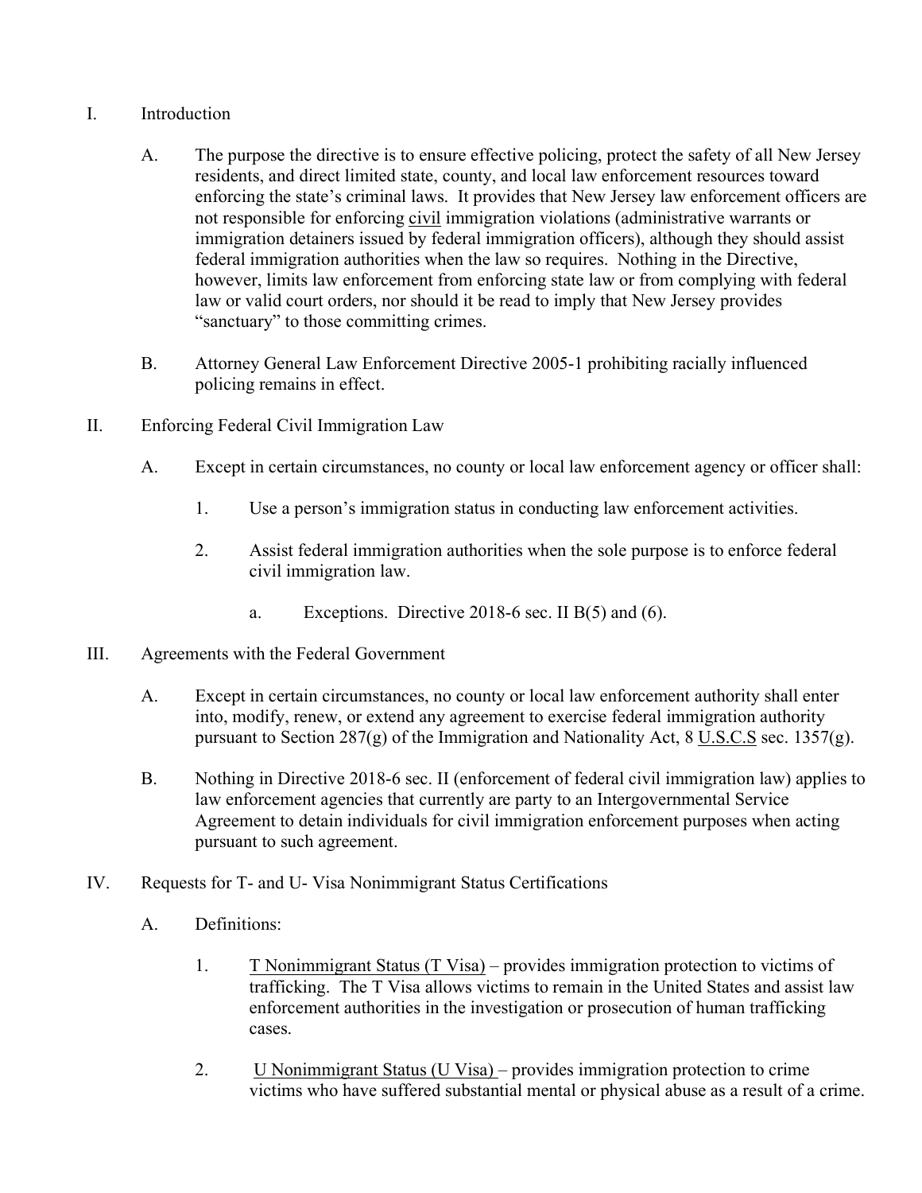I. Introduction

   A. The purpose the directive is to ensure effective policing, protect the safety of all New Jersey residents, and direct limited state, county, and local law enforcement resources toward enforcing the state's criminal laws. It provides that New Jersey law enforcement officers are not responsible for enforcing civil immigration violations (administrative warrants or immigration detainers issued by federal immigration officers), although they should assist federal immigration authorities when the law so requires. Nothing in the Directive, however, limits law enforcement from enforcing state law or from complying with federal law or valid court orders, nor should it be read to imply that New Jersey provides "sanctuary" to those committing crimes.

   B. Attorney General Law Enforcement Directive 2005-1 prohibiting racially influenced policing remains in effect.

II. Enforcing Federal Civil Immigration Law

   A. Except in certain circumstances, no county or local law enforcement agency or officer shall:

      1. Use a person's immigration status in conducting law enforcement activities.

      2. Assist federal immigration authorities when the sole purpose is to enforce federal civil immigration law.

         a. Exceptions. Directive 2018-6 sec. II B(5) and (6).

III. Agreements with the Federal Government

   A. Except in certain circumstances, no county or local law enforcement authority shall enter into, modify, renew, or extend any agreement to exercise federal immigration authority pursuant to Section 287(g) of the Immigration and Nationality Act, 8 U.S.C.S sec. 1357(g).

   B. Nothing in Directive 2018-6 sec. II (enforcement of federal civil immigration law) applies to law enforcement agencies that currently are party to an Intergovernmental Service Agreement to detain individuals for civil immigration enforcement purposes when acting pursuant to such agreement.

IV. Requests for T- and U- Visa Nonimmigrant Status Certifications

   A. Definitions:

      1. T Nonimmigrant Status (T Visa) – provides immigration protection to victims of trafficking. The T Visa allows victims to remain in the United States and assist law enforcement authorities in the investigation or prosecution of human trafficking cases.

      2. U Nonimmigrant Status (U Visa) – provides immigration protection to crime victims who have suffered substantial mental or physical abuse as a result of a crime.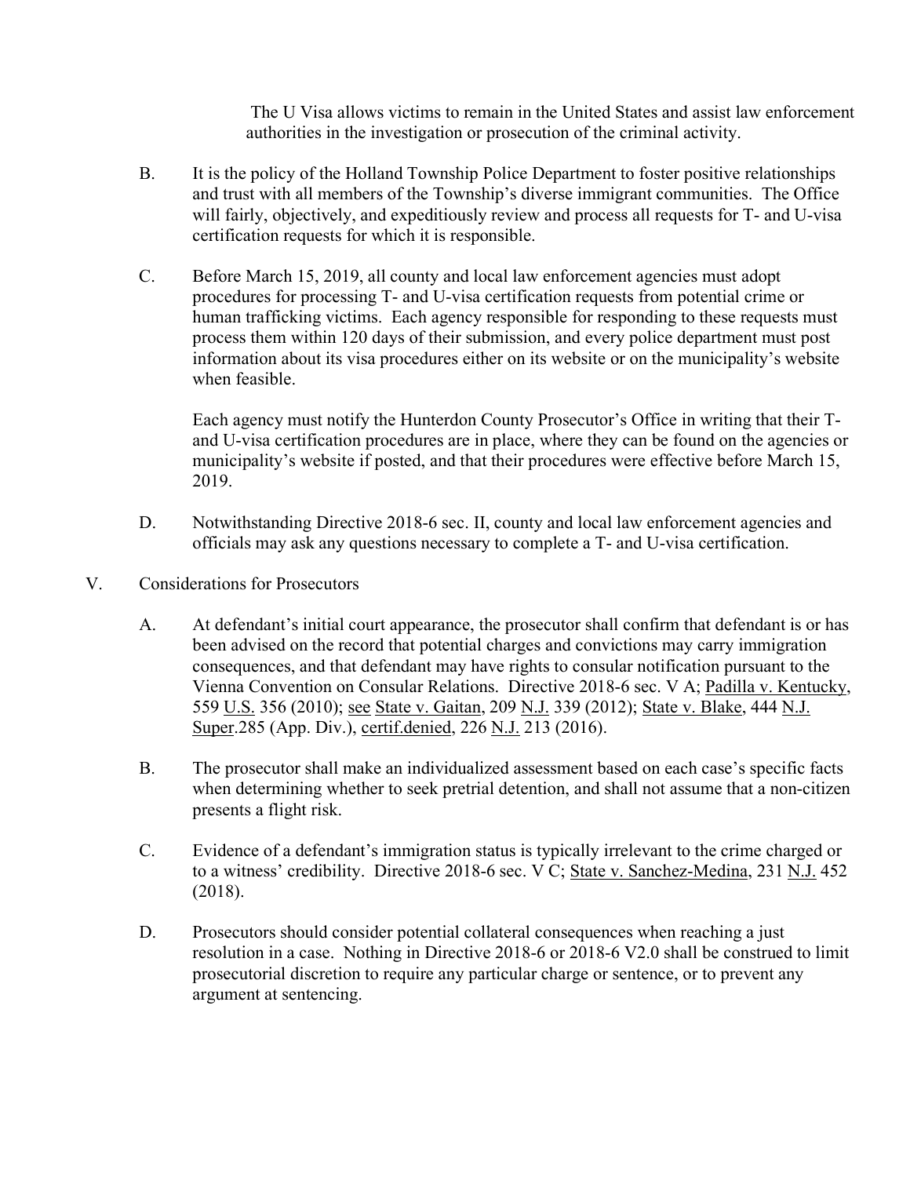The U Visa allows victims to remain in the United States and assist law enforcement authorities in the investigation or prosecution of the criminal activity.

B. It is the policy of the Holland Township Police Department to foster positive relationships and trust with all members of the Township's diverse immigrant communities. The Office will fairly, objectively, and expeditiously review and process all requests for T- and U-visa certification requests for which it is responsible.

C. Before March 15, 2019, all county and local law enforcement agencies must adopt procedures for processing T- and U-visa certification requests from potential crime or human trafficking victims. Each agency responsible for responding to these requests must process them within 120 days of their submission, and every police department must post information about its visa procedures either on its website or on the municipality's website when feasible.

Each agency must notify the Hunterdon County Prosecutor's Office in writing that their T- and U-visa certification procedures are in place, where they can be found on the agencies or municipality's website if posted, and that their procedures were effective before March 15, 2019.

D. Notwithstanding Directive 2018-6 sec. II, county and local law enforcement agencies and officials may ask any questions necessary to complete a T- and U-visa certification.

V. Considerations for Prosecutors

A. At defendant's initial court appearance, the prosecutor shall confirm that defendant is or has been advised on the record that potential charges and convictions may carry immigration consequences, and that defendant may have rights to consular notification pursuant to the Vienna Convention on Consular Relations. Directive 2018-6 sec. V A; Padilla v. Kentucky, 559 U.S. 356 (2010); see State v. Gaitan, 209 N.J. 339 (2012); State v. Blake, 444 N.J. Super.285 (App. Div.), certif.denied, 226 N.J. 213 (2016).

B. The prosecutor shall make an individualized assessment based on each case's specific facts when determining whether to seek pretrial detention, and shall not assume that a non-citizen presents a flight risk.

C. Evidence of a defendant's immigration status is typically irrelevant to the crime charged or to a witness' credibility. Directive 2018-6 sec. V C; State v. Sanchez-Medina, 231 N.J. 452 (2018).

D. Prosecutors should consider potential collateral consequences when reaching a just resolution in a case. Nothing in Directive 2018-6 or 2018-6 V2.0 shall be construed to limit prosecutorial discretion to require any particular charge or sentence, or to prevent any argument at sentencing.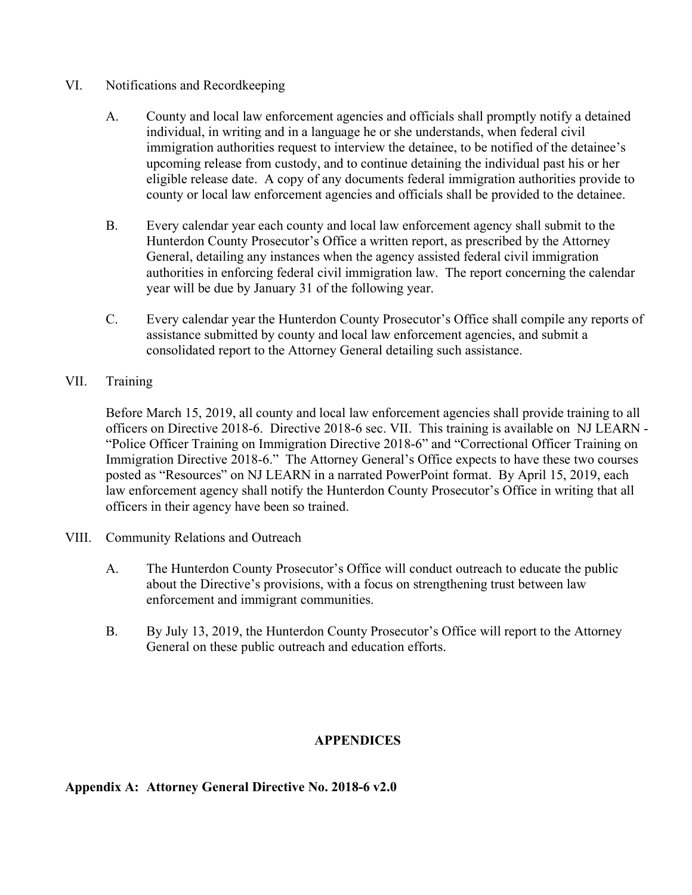## VI. Notifications and Recordkeeping

A. County and local law enforcement agencies and officials shall promptly notify a detained individual, in writing and in a language he or she understands, when federal civil immigration authorities request to interview the detainee, to be notified of the detainee's upcoming release from custody, and to continue detaining the individual past his or her eligible release date. A copy of any documents federal immigration authorities provide to county or local law enforcement agencies and officials shall be provided to the detainee.

B. Every calendar year each county and local law enforcement agency shall submit to the Hunterdon County Prosecutor's Office a written report, as prescribed by the Attorney General, detailing any instances when the agency assisted federal civil immigration authorities in enforcing federal civil immigration law. The report concerning the calendar year will be due by January 31 of the following year.

C. Every calendar year the Hunterdon County Prosecutor's Office shall compile any reports of assistance submitted by county and local law enforcement agencies, and submit a consolidated report to the Attorney General detailing such assistance.

## VII. Training

Before March 15, 2019, all county and local law enforcement agencies shall provide training to all officers on Directive 2018-6. Directive 2018-6 sec. VII. This training is available on NJ LEARN - "Police Officer Training on Immigration Directive 2018-6" and "Correctional Officer Training on Immigration Directive 2018-6." The Attorney General's Office expects to have these two courses posted as "Resources" on NJ LEARN in a narrated PowerPoint format. By April 15, 2019, each law enforcement agency shall notify the Hunterdon County Prosecutor's Office in writing that all officers in their agency have been so trained.

## VIII. Community Relations and Outreach

A. The Hunterdon County Prosecutor's Office will conduct outreach to educate the public about the Directive's provisions, with a focus on strengthening trust between law enforcement and immigrant communities.

B. By July 13, 2019, the Hunterdon County Prosecutor's Office will report to the Attorney General on these public outreach and education efforts.

## APPENDICES

**Appendix A: Attorney General Directive No. 2018-6 v2.0**